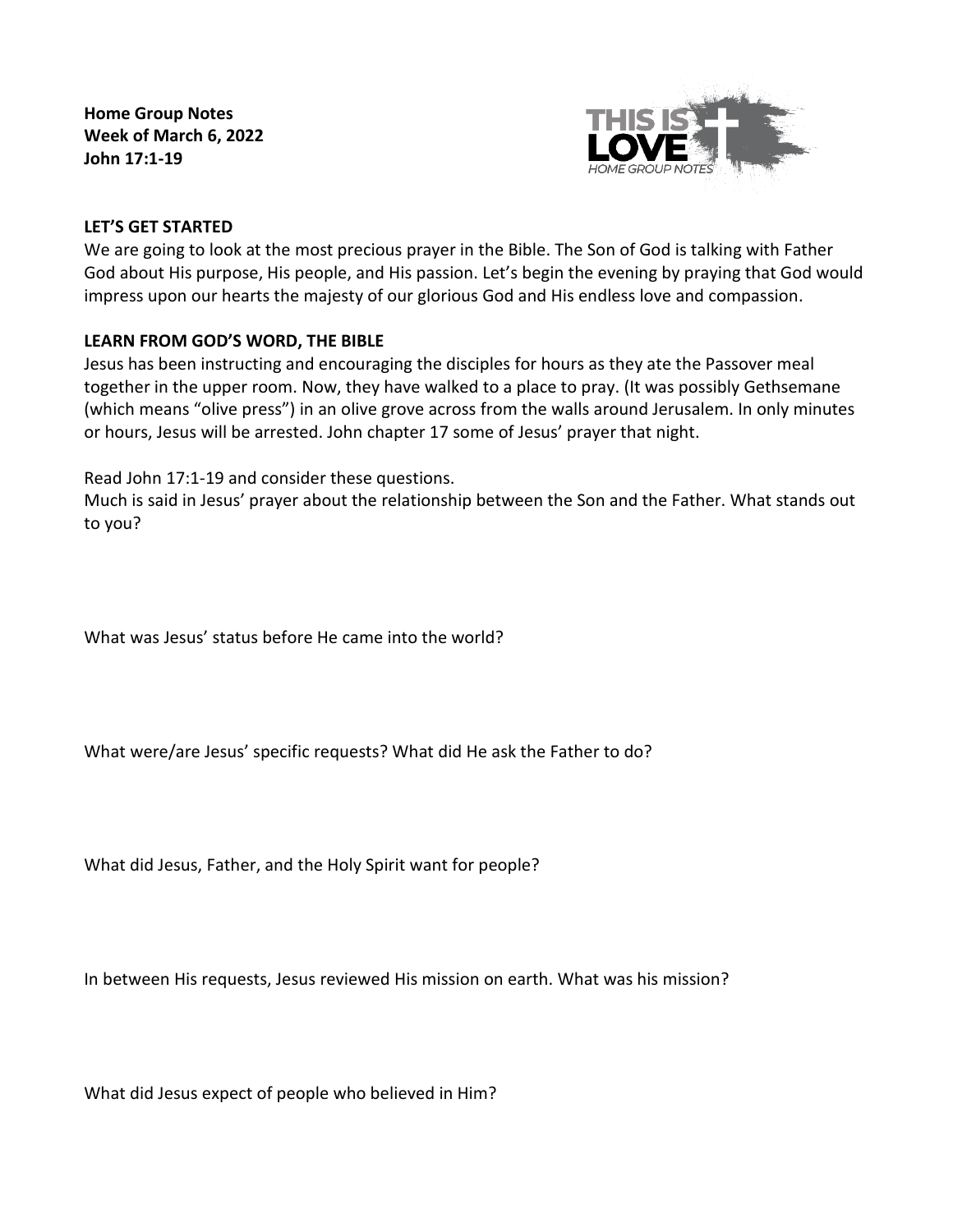**Home Group Notes**
**Week of March 6, 2022**
**John 17:1-19**

THIS IS LOVE
HOME GROUP NOTES

## LET'S GET STARTED

We are going to look at the most precious prayer in the Bible. The Son of God is talking with Father God about His purpose, His people, and His passion. Let's begin the evening by praying that God would impress upon our hearts the majesty of our glorious God and His endless love and compassion.

## LEARN FROM GOD'S WORD, THE BIBLE

Jesus has been instructing and encouraging the disciples for hours as they ate the Passover meal together in the upper room. Now, they have walked to a place to pray. (It was possibly Gethsemane (which means "olive press") in an olive grove across from the walls around Jerusalem. In only minutes or hours, Jesus will be arrested. John chapter 17 some of Jesus' prayer that night.

Read John 17:1-19 and consider these questions.

Much is said in Jesus' prayer about the relationship between the Son and the Father. What stands out to you?

What was Jesus' status before He came into the world?

What were/are Jesus' specific requests? What did He ask the Father to do?

What did Jesus, Father, and the Holy Spirit want for people?

In between His requests, Jesus reviewed His mission on earth. What was his mission?

What did Jesus expect of people who believed in Him?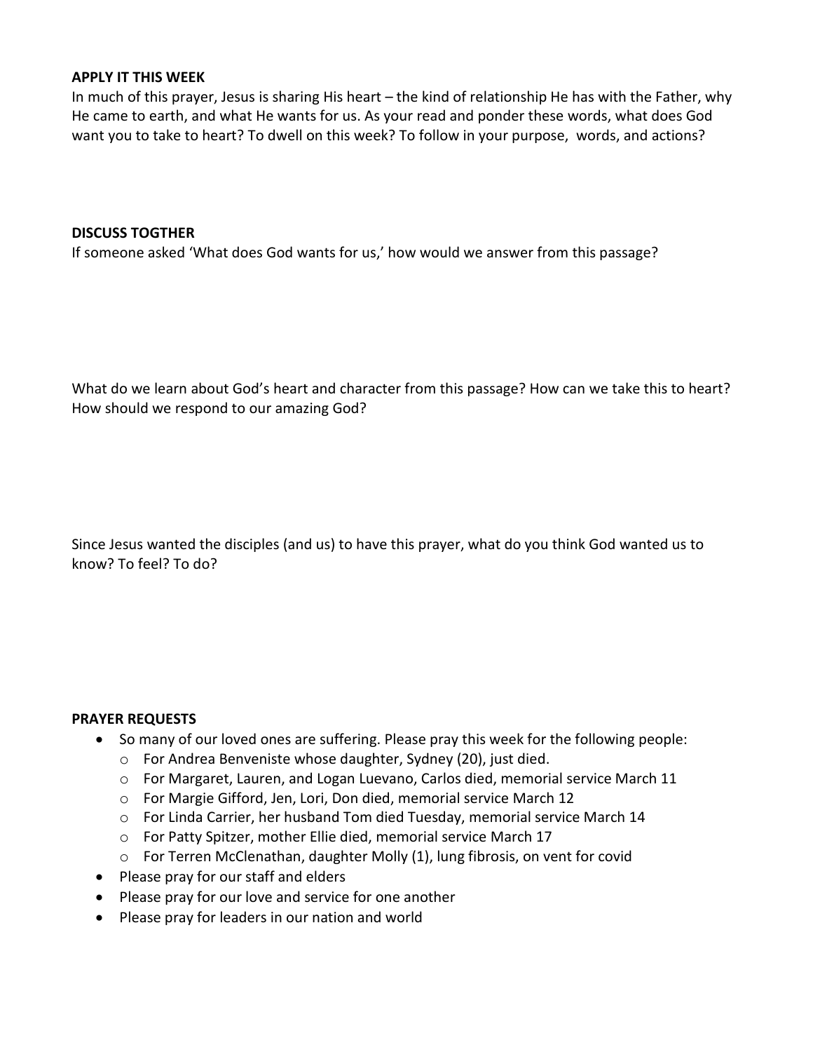**APPLY IT THIS WEEK**

In much of this prayer, Jesus is sharing His heart – the kind of relationship He has with the Father, why He came to earth, and what He wants for us. As your read and ponder these words, what does God want you to take to heart? To dwell on this week? To follow in your purpose, words, and actions?

**DISCUSS TOGTHER**

If someone asked 'What does God wants for us,' how would we answer from this passage?

What do we learn about God's heart and character from this passage? How can we take this to heart? How should we respond to our amazing God?

Since Jesus wanted the disciples (and us) to have this prayer, what do you think God wanted us to know? To feel? To do?

**PRAYER REQUESTS**

- So many of our loved ones are suffering. Please pray this week for the following people:
  - For Andrea Benveniste whose daughter, Sydney (20), just died.
  - For Margaret, Lauren, and Logan Luevano, Carlos died, memorial service March 11
  - For Margie Gifford, Jen, Lori, Don died, memorial service March 12
  - For Linda Carrier, her husband Tom died Tuesday, memorial service March 14
  - For Patty Spitzer, mother Ellie died, memorial service March 17
  - For Terren McClenathan, daughter Molly (1), lung fibrosis, on vent for covid
- Please pray for our staff and elders
- Please pray for our love and service for one another
- Please pray for leaders in our nation and world